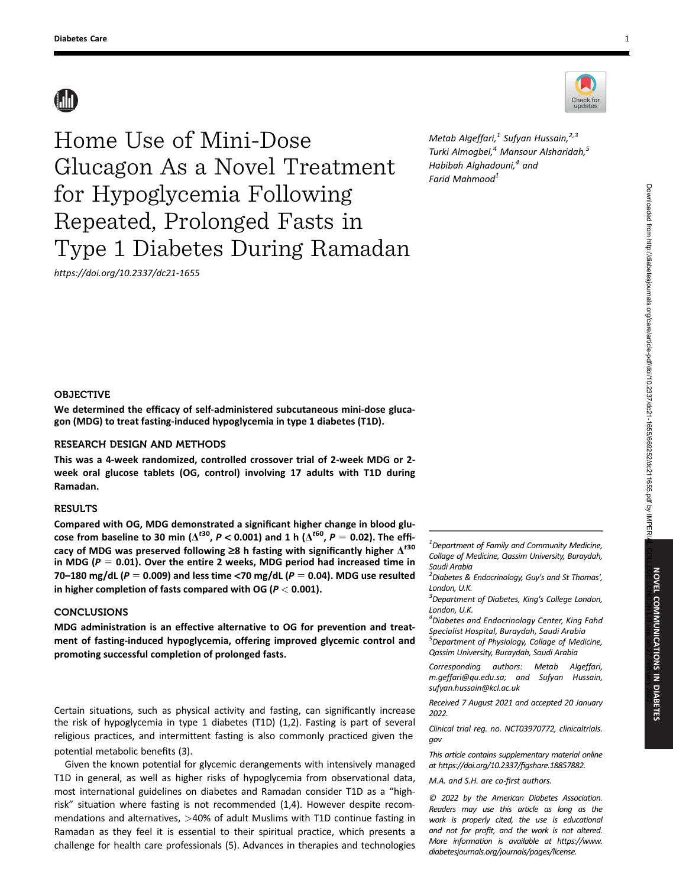# Home Use of Mini-Dose Glucagon As a Novel Treatment for Hypoglycemia Following Repeated, Prolonged Fasts in Type 1 Diabetes During Ramadan

https://doi.org/10.2337/dc21-1655

Metab Algeffari,[1] Sufyan Hussain,[2,3] Turki Almogbel,[4] Mansour Alsharidah,[5] Habibah Alghadouni,[4] and Farid Mahmood[1]

## OBJECTIVE

**We determined the efficacy of self-administered subcutaneous mini-dose glucagon (MDG) to treat fasting-induced hypoglycemia in type 1 diabetes (T1D).**

## RESEARCH DESIGN AND METHODS

**This was a 4-week randomized, controlled crossover trial of 2-week MDG or 2-week oral glucose tablets (OG, control) involving 17 adults with T1D during Ramadan.**

## RESULTS

**Compared with OG, MDG demonstrated a significant higher change in blood glucose from baseline to 30 min ($\Delta^{t30}$, $P < 0.001$) and 1 h ($\Delta^{t60}$, $P = 0.02$). The efficacy of MDG was preserved following ≥8 h fasting with significantly higher $\Delta^{t30}$ in MDG ($P = 0.01$). Over the entire 2 weeks, MDG period had increased time in 70–180 mg/dL ($P = 0.009$) and less time <70 mg/dL ($P = 0.04$). MDG use resulted in higher completion of fasts compared with OG ($P < 0.001$).**

## CONCLUSIONS

**MDG administration is an effective alternative to OG for prevention and treatment of fasting-induced hypoglycemia, offering improved glycemic control and promoting successful completion of prolonged fasts.**

Certain situations, such as physical activity and fasting, can significantly increase the risk of hypoglycemia in type 1 diabetes (T1D) (1,2). Fasting is part of several religious practices, and intermittent fasting is also commonly practiced given the potential metabolic benefits (3).

Given the known potential for glycemic derangements with intensively managed T1D in general, as well as higher risks of hypoglycemia from observational data, most international guidelines on diabetes and Ramadan consider T1D as a "high-risk" situation where fasting is not recommended (1,4). However despite recommendations and alternatives, >40% of adult Muslims with T1D continue fasting in Ramadan as they feel it is essential to their spiritual practice, which presents a challenge for health care professionals (5). Advances in therapies and technologies

[1]*Department of Family and Community Medicine, College of Medicine, Qassim University, Buraydah, Saudi Arabia*

[2]*Diabetes & Endocrinology, Guy's and St Thomas', London, U.K.*

[3]*Department of Diabetes, King's College London, London, U.K.*

[4]*Diabetes and Endocrinology Center, King Fahd Specialist Hospital, Buraydah, Saudi Arabia*

[5]*Department of Physiology, College of Medicine, Qassim University, Buraydah, Saudi Arabia*

*Corresponding authors: Metab Algeffari, m.geffari@qu.edu.sa; and Sufyan Hussain, sufyan.hussain@kcl.ac.uk*

*Received 7 August 2021 and accepted 20 January 2022.*

*Clinical trial reg. no. NCT03970772, clinicaltrials.gov*

*This article contains supplementary material online at https://doi.org/10.2337/figshare.18857882.*

*M.A. and S.H. are co-first authors.*

*© 2022 by the American Diabetes Association. Readers may use this article as long as the work is properly cited, the use is educational and not for profit, and the work is not altered. More information is available at https://www.diabetesjournals.org/journals/pages/license.*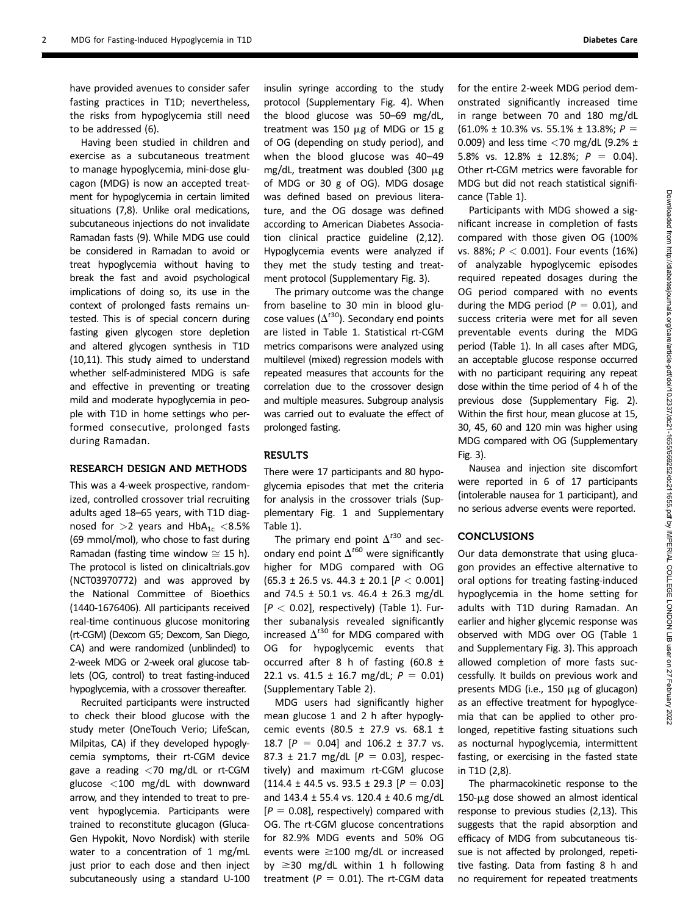have provided avenues to consider safer fasting practices in T1D; nevertheless, the risks from hypoglycemia still need to be addressed (6).

Having been studied in children and exercise as a subcutaneous treatment to manage hypoglycemia, mini-dose glucagon (MDG) is now an accepted treatment for hypoglycemia in certain limited situations (7,8). Unlike oral medications, subcutaneous injections do not invalidate Ramadan fasts (9). While MDG use could be considered in Ramadan to avoid or treat hypoglycemia without having to break the fast and avoid psychological implications of doing so, its use in the context of prolonged fasts remains untested. This is of special concern during fasting given glycogen store depletion and altered glycogen synthesis in T1D (10,11). This study aimed to understand whether self-administered MDG is safe and effective in preventing or treating mild and moderate hypoglycemia in people with T1D in home settings who performed consecutive, prolonged fasts during Ramadan.

## RESEARCH DESIGN AND METHODS

This was a 4-week prospective, randomized, controlled crossover trial recruiting adults aged 18–65 years, with T1D diagnosed for >2 years and $HbA_{1c}$ <8.5% (69 mmol/mol), who chose to fast during Ramadan (fasting time window ≅ 15 h). The protocol is listed on clinicaltrials.gov (NCT03970772) and was approved by the National Committee of Bioethics (1440-1676406). All participants received real-time continuous glucose monitoring (rt-CGM) (Dexcom G5; Dexcom, San Diego, CA) and were randomized (unblinded) to 2-week MDG or 2-week oral glucose tablets (OG, control) to treat fasting-induced hypoglycemia, with a crossover thereafter.

Recruited participants were instructed to check their blood glucose with the study meter (OneTouch Verio; LifeScan, Milpitas, CA) if they developed hypoglycemia symptoms, their rt-CGM device gave a reading <70 mg/dL or rt-CGM glucose <100 mg/dL with downward arrow, and they intended to treat to prevent hypoglycemia. Participants were trained to reconstitute glucagon (GlucaGen Hypokit, Novo Nordisk) with sterile water to a concentration of 1 mg/mL just prior to each dose and then inject subcutaneously using a standard U-100 insulin syringe according to the study protocol (Supplementary Fig. 4). When the blood glucose was 50–69 mg/dL, treatment was 150 μg of MDG or 15 g of OG (depending on study period), and when the blood glucose was 40–49 mg/dL, treatment was doubled (300 μg of MDG or 30 g of OG). MDG dosage was defined based on previous literature, and the OG dosage was defined according to American Diabetes Association clinical practice guideline (2,12). Hypoglycemia events were analyzed if they met the study testing and treatment protocol (Supplementary Fig. 3).

The primary outcome was the change from baseline to 30 min in blood glucose values ($\Delta^{t30}$). Secondary end points are listed in Table 1. Statistical rt-CGM metrics comparisons were analyzed using multilevel (mixed) regression models with repeated measures that accounts for the correlation due to the crossover design and multiple measures. Subgroup analysis was carried out to evaluate the effect of prolonged fasting.

## RESULTS

There were 17 participants and 80 hypoglycemia episodes that met the criteria for analysis in the crossover trials (Supplementary Fig. 1 and Supplementary Table 1).

The primary end point $\Delta^{t30}$ and secondary end point $\Delta^{t60}$ were significantly higher for MDG compared with OG (65.3 ± 26.5 vs. 44.3 ± 20.1 [$P < 0.001$] and 74.5 ± 50.1 vs. 46.4 ± 26.3 mg/dL [$P < 0.02$], respectively) (Table 1). Further subanalysis revealed significantly increased $\Delta^{t30}$ for MDG compared with OG for hypoglycemic events that occurred after 8 h of fasting (60.8 ± 22.1 vs. 41.5 ± 16.7 mg/dL; $P = 0.01$) (Supplementary Table 2).

MDG users had significantly higher mean glucose 1 and 2 h after hypoglycemic events (80.5 ± 27.9 vs. 68.1 ± 18.7 [$P = 0.04$] and 106.2 ± 37.7 vs. 87.3 ± 21.7 mg/dL [$P = 0.03$], respectively) and maximum rt-CGM glucose (114.4 ± 44.5 vs. 93.5 ± 29.3 [$P = 0.03$] and 143.4 ± 55.4 vs. 120.4 ± 40.6 mg/dL [$P = 0.08$], respectively) compared with OG. The rt-CGM glucose concentrations for 82.9% MDG events and 50% OG events were ≥100 mg/dL or increased by ≥30 mg/dL within 1 h following treatment ($P = 0.01$). The rt-CGM data for the entire 2-week MDG period demonstrated significantly increased time in range between 70 and 180 mg/dL (61.0% ± 10.3% vs. 55.1% ± 13.8%; $P = 0.009$) and less time <70 mg/dL (9.2% ± 5.8% vs. 12.8% ± 12.8%; $P = 0.04$). Other rt-CGM metrics were favorable for MDG but did not reach statistical significance (Table 1).

Participants with MDG showed a significant increase in completion of fasts compared with those given OG (100% vs. 88%; $P < 0.001$). Four events (16%) of analyzable hypoglycemic episodes required repeated dosages during the OG period compared with no events during the MDG period ($P = 0.01$), and success criteria were met for all seven preventable events during the MDG period (Table 1). In all cases after MDG, an acceptable glucose response occurred with no participant requiring any repeat dose within the time period of 4 h of the previous dose (Supplementary Fig. 2). Within the first hour, mean glucose at 15, 30, 45, 60 and 120 min was higher using MDG compared with OG (Supplementary Fig. 3).

Nausea and injection site discomfort were reported in 6 of 17 participants (intolerable nausea for 1 participant), and no serious adverse events were reported.

## CONCLUSIONS

Our data demonstrate that using glucagon provides an effective alternative to oral options for treating fasting-induced hypoglycemia in the home setting for adults with T1D during Ramadan. An earlier and higher glycemic response was observed with MDG over OG (Table 1 and Supplementary Fig. 3). This approach allowed completion of more fasts successfully. It builds on previous work and presents MDG (i.e., 150 μg of glucagon) as an effective treatment for hypoglycemia that can be applied to other prolonged, repetitive fasting situations such as nocturnal hypoglycemia, intermittent fasting, or exercising in the fasted state in T1D (2,8).

The pharmacokinetic response to the 150-μg dose showed an almost identical response to previous studies (2,13). This suggests that the rapid absorption and efficacy of MDG from subcutaneous tissue is not affected by prolonged, repetitive fasting. Data from fasting 8 h and no requirement for repeated treatments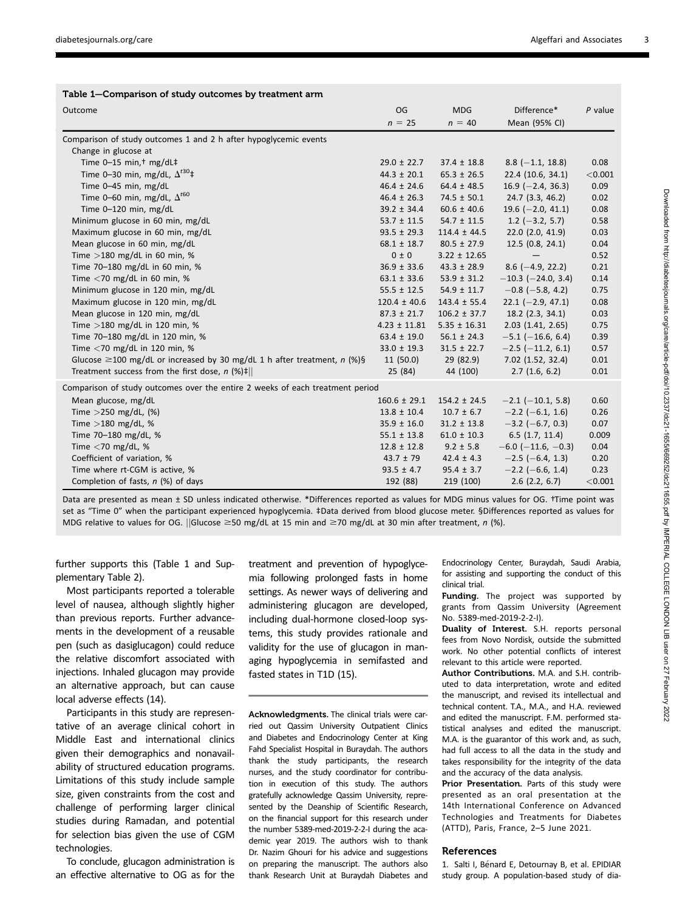**Table 1—Comparison of study outcomes by treatment arm**

| Outcome | OG $n = 25$ | MDG $n = 40$ | Difference* Mean (95% CI) | *P* value |
|---|---|---|---|---|
| Comparison of study outcomes 1 and 2 h after hypoglycemic events | | | | |
| Change in glucose at | | | | |
| Time 0–15 min,† mg/dL‡ | 29.0 ± 22.7 | 37.4 ± 18.8 | 8.8 (−1.1, 18.8) | 0.08 |
| Time 0–30 min, mg/dL, $\Delta^{t30}$‡ | 44.3 ± 20.1 | 65.3 ± 26.5 | 22.4 (10.6, 34.1) | <0.001 |
| Time 0–45 min, mg/dL | 46.4 ± 24.6 | 64.4 ± 48.5 | 16.9 (−2.4, 36.3) | 0.09 |
| Time 0–60 min, mg/dL, $\Delta^{t60}$ | 46.4 ± 26.3 | 74.5 ± 50.1 | 24.7 (3.3, 46.2) | 0.02 |
| Time 0–120 min, mg/dL | 39.2 ± 34.4 | 60.6 ± 40.6 | 19.6 (−2.0, 41.1) | 0.08 |
| Minimum glucose in 60 min, mg/dL | 53.7 ± 11.5 | 54.7 ± 11.5 | 1.2 (−3.2, 5.7) | 0.58 |
| Maximum glucose in 60 min, mg/dL | 93.5 ± 29.3 | 114.4 ± 44.5 | 22.0 (2.0, 41.9) | 0.03 |
| Mean glucose in 60 min, mg/dL | 68.1 ± 18.7 | 80.5 ± 27.9 | 12.5 (0.8, 24.1) | 0.04 |
| Time >180 mg/dL in 60 min, % | 0 ± 0 | 3.22 ± 12.65 | — | 0.52 |
| Time 70–180 mg/dL in 60 min, % | 36.9 ± 33.6 | 43.3 ± 28.9 | 8.6 (−4.9, 22.2) | 0.21 |
| Time <70 mg/dL in 60 min, % | 63.1 ± 33.6 | 53.9 ± 31.2 | −10.3 (−24.0, 3.4) | 0.14 |
| Minimum glucose in 120 min, mg/dL | 55.5 ± 12.5 | 54.9 ± 11.7 | −0.8 (−5.8, 4.2) | 0.75 |
| Maximum glucose in 120 min, mg/dL | 120.4 ± 40.6 | 143.4 ± 55.4 | 22.1 (−2.9, 47.1) | 0.08 |
| Mean glucose in 120 min, mg/dL | 87.3 ± 21.7 | 106.2 ± 37.7 | 18.2 (2.3, 34.1) | 0.03 |
| Time >180 mg/dL in 120 min, % | 4.23 ± 11.81 | 5.35 ± 16.31 | 2.03 (1.41, 2.65) | 0.75 |
| Time 70–180 mg/dL in 120 min, % | 63.4 ± 19.0 | 56.1 ± 24.3 | −5.1 (−16.6, 6.4) | 0.39 |
| Time <70 mg/dL in 120 min, % | 33.0 ± 19.3 | 31.5 ± 22.7 | −2.5 (−11.2, 6.1) | 0.57 |
| Glucose ≥100 mg/dL or increased by 30 mg/dL 1 h after treatment, *n* (%)§ | 11 (50.0) | 29 (82.9) | 7.02 (1.52, 32.4) | 0.01 |
| Treatment success from the first dose, *n* (%)‡‖ | 25 (84) | 44 (100) | 2.7 (1.6, 6.2) | 0.01 |
| Comparison of study outcomes over the entire 2 weeks of each treatment period | | | | |
| Mean glucose, mg/dL | 160.6 ± 29.1 | 154.2 ± 24.5 | −2.1 (−10.1, 5.8) | 0.60 |
| Time >250 mg/dL, (%) | 13.8 ± 10.4 | 10.7 ± 6.7 | −2.2 (−6.1, 1.6) | 0.26 |
| Time >180 mg/dL, % | 35.9 ± 16.0 | 31.2 ± 13.8 | −3.2 (−6.7, 0.3) | 0.07 |
| Time 70–180 mg/dL, % | 55.1 ± 13.8 | 61.0 ± 10.3 | 6.5 (1.7, 11.4) | 0.009 |
| Time <70 mg/dL, % | 12.8 ± 12.8 | 9.2 ± 5.8 | −6.0 (−11.6, −0.3) | 0.04 |
| Coefficient of variation, % | 43.7 ± 79 | 42.4 ± 4.3 | −2.5 (−6.4, 1.3) | 0.20 |
| Time where rt-CGM is active, % | 93.5 ± 4.7 | 95.4 ± 3.7 | −2.2 (−6.6, 1.4) | 0.23 |
| Completion of fasts, *n* (%) of days | 192 (88) | 219 (100) | 2.6 (2.2, 6.7) | <0.001 |

Data are presented as mean ± SD unless indicated otherwise. *Differences reported as values for MDG minus values for OG. †Time point was set as "Time 0" when the participant experienced hypoglycemia. ‡Data derived from blood glucose meter. §Differences reported as values for MDG relative to values for OG. ‖Glucose ≥50 mg/dL at 15 min and ≥70 mg/dL at 30 min after treatment, *n* (%).

further supports this (Table 1 and Supplementary Table 2).

Most participants reported a tolerable level of nausea, although slightly higher than previous reports. Further advancements in the development of a reusable pen (such as dasiglucagon) could reduce the relative discomfort associated with injections. Inhaled glucagon may provide an alternative approach, but can cause local adverse effects (14).

Participants in this study are representative of an average clinical cohort in Middle East and international clinics given their demographics and nonavailability of structured education programs. Limitations of this study include sample size, given constraints from the cost and challenge of performing larger clinical studies during Ramadan, and potential for selection bias given the use of CGM technologies.

To conclude, glucagon administration is an effective alternative to OG as for the treatment and prevention of hypoglycemia following prolonged fasts in home settings. As newer ways of delivering and administering glucagon are developed, including dual-hormone closed-loop systems, this study provides rationale and validity for the use of glucagon in managing hypoglycemia in semifasted and fasted states in T1D (15).

**Acknowledgments.** The clinical trials were carried out Qassim University Outpatient Clinics and Diabetes and Endocrinology Center at King Fahd Specialist Hospital in Buraydah. The authors thank the study participants, the research nurses, and the study coordinator for contribution in execution of this study. The authors gratefully acknowledge Qassim University, represented by the Deanship of Scientific Research, on the financial support for this research under the number 5389-med-2019-2-2-I during the academic year 2019. The authors wish to thank Dr. Nazim Ghouri for his advice and suggestions on preparing the manuscript. The authors also thank Research Unit at Buraydah Diabetes and Endocrinology Center, Buraydah, Saudi Arabia, for assisting and supporting the conduct of this clinical trial.

**Funding.** The project was supported by grants from Qassim University (Agreement No. 5389-med-2019-2-2-I).

**Duality of Interest.** S.H. reports personal fees from Novo Nordisk, outside the submitted work. No other potential conflicts of interest relevant to this article were reported.

**Author Contributions.** M.A. and S.H. contributed to data interpretation, wrote and edited the manuscript, and revised its intellectual and technical content. T.A., M.A., and H.A. reviewed and edited the manuscript. F.M. performed statistical analyses and edited the manuscript. M.A. is the guarantor of this work and, as such, had full access to all the data in the study and takes responsibility for the integrity of the data and the accuracy of the data analysis.

**Prior Presentation.** Parts of this study were presented as an oral presentation at the 14th International Conference on Advanced Technologies and Treatments for Diabetes (ATTD), Paris, France, 2–5 June 2021.

## References

1. Salti I, Bénard E, Detournay B, et al. EPIDIAR study group. A population-based study of dia-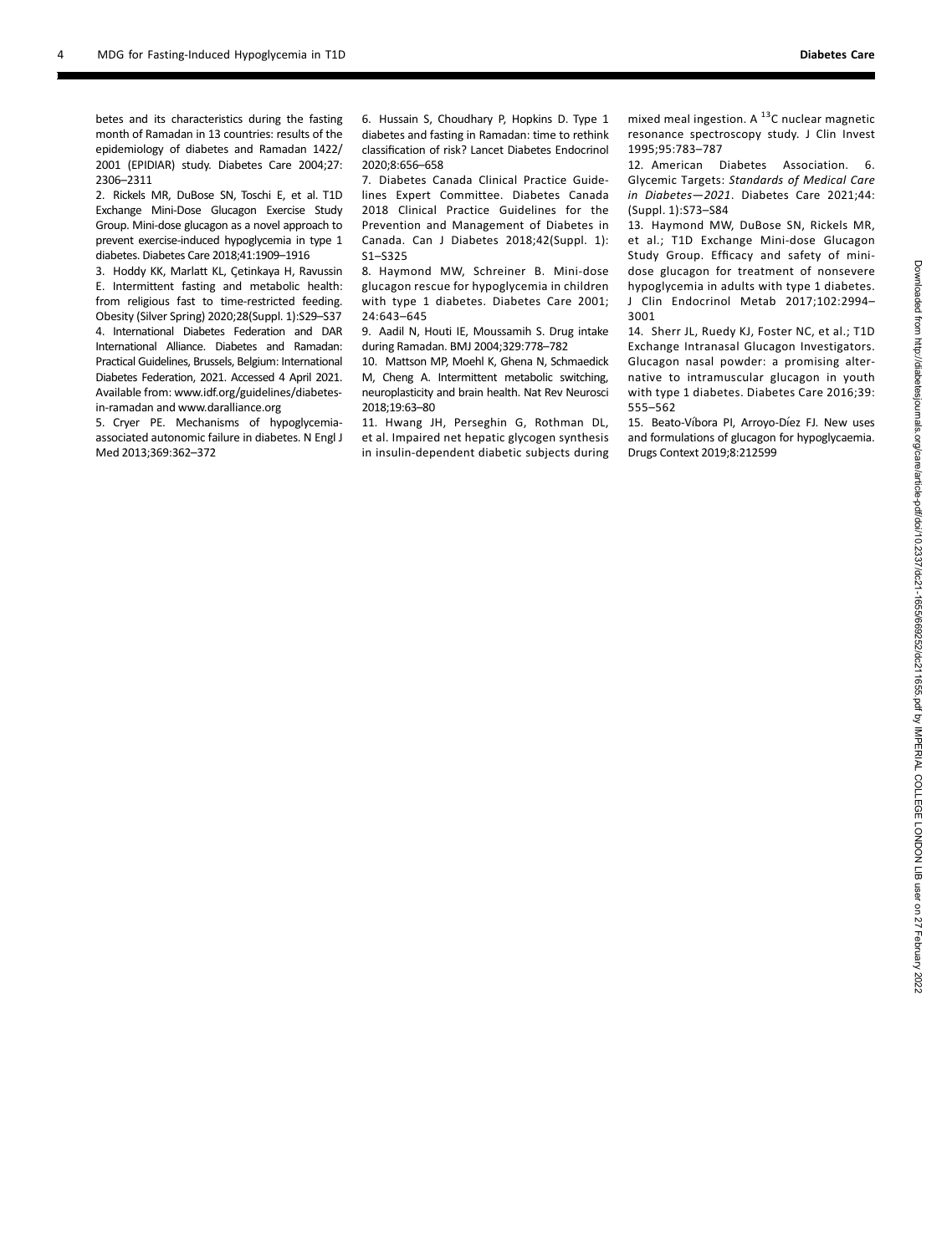betes and its characteristics during the fasting month of Ramadan in 13 countries: results of the epidemiology of diabetes and Ramadan 1422/2001 (EPIDIAR) study. Diabetes Care 2004;27:2306–2311

2. Rickels MR, DuBose SN, Toschi E, et al. T1D Exchange Mini-Dose Glucagon Exercise Study Group. Mini-dose glucagon as a novel approach to prevent exercise-induced hypoglycemia in type 1 diabetes. Diabetes Care 2018;41:1909–1916

3. Hoddy KK, Marlatt KL, Çetinkaya H, Ravussin E. Intermittent fasting and metabolic health: from religious fast to time-restricted feeding. Obesity (Silver Spring) 2020;28(Suppl. 1):S29–S37

4. International Diabetes Federation and DAR International Alliance. Diabetes and Ramadan: Practical Guidelines, Brussels, Belgium: International Diabetes Federation, 2021. Accessed 4 April 2021. Available from: www.idf.org/guidelines/diabetes-in-ramadan and www.daralliance.org

5. Cryer PE. Mechanisms of hypoglycemia-associated autonomic failure in diabetes. N Engl J Med 2013;369:362–372

6. Hussain S, Choudhary P, Hopkins D. Type 1 diabetes and fasting in Ramadan: time to rethink classification of risk? Lancet Diabetes Endocrinol 2020;8:656–658

7. Diabetes Canada Clinical Practice Guidelines Expert Committee. Diabetes Canada 2018 Clinical Practice Guidelines for the Prevention and Management of Diabetes in Canada. Can J Diabetes 2018;42(Suppl. 1):S1–S325

8. Haymond MW, Schreiner B. Mini-dose glucagon rescue for hypoglycemia in children with type 1 diabetes. Diabetes Care 2001;24:643–645

9. Aadil N, Houti IE, Moussamih S. Drug intake during Ramadan. BMJ 2004;329:778–782

10. Mattson MP, Moehl K, Ghena N, Schmaedick M, Cheng A. Intermittent metabolic switching, neuroplasticity and brain health. Nat Rev Neurosci 2018;19:63–80

11. Hwang JH, Perseghin G, Rothman DL, et al. Impaired net hepatic glycogen synthesis in insulin-dependent diabetic subjects during mixed meal ingestion. A $^{13}C$ nuclear magnetic resonance spectroscopy study. J Clin Invest 1995;95:783–787

12. American Diabetes Association. 6. Glycemic Targets: *Standards of Medical Care in Diabetes—2021*. Diabetes Care 2021;44:(Suppl. 1):S73–S84

13. Haymond MW, DuBose SN, Rickels MR, et al.; T1D Exchange Mini-dose Glucagon Study Group. Efficacy and safety of mini-dose glucagon for treatment of nonsevere hypoglycemia in adults with type 1 diabetes. J Clin Endocrinol Metab 2017;102:2994–3001

14. Sherr JL, Ruedy KJ, Foster NC, et al.; T1D Exchange Intranasal Glucagon Investigators. Glucagon nasal powder: a promising alternative to intramuscular glucagon in youth with type 1 diabetes. Diabetes Care 2016;39:555–562

15. Beato-Víbora PI, Arroyo-Díez FJ. New uses and formulations of glucagon for hypoglycaemia. Drugs Context 2019;8:212599